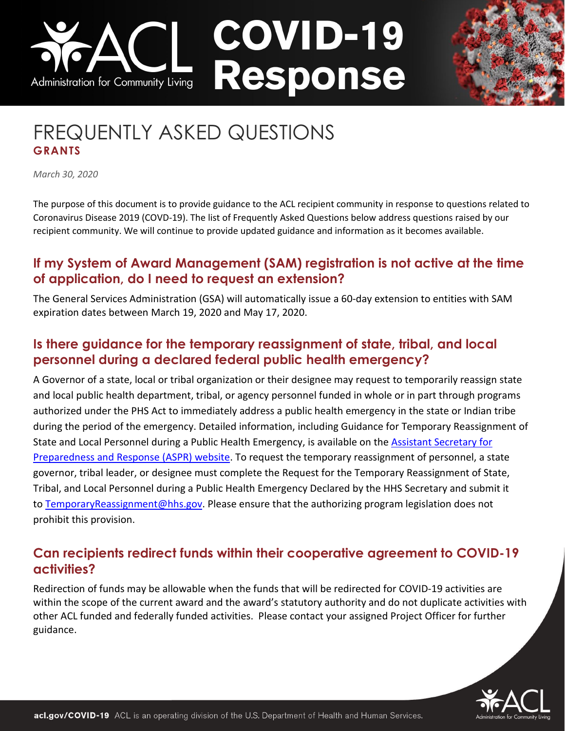# COVID-19 Response

Administration for Community Living

# FREQUENTLY ASKED QUESTIONS

## GRANTS

*March 30, 2020*

The purpose of this document is to provide guidance to the ACL recipient community in response to questions related to Coronavirus Disease 2019 (COVD-19). The list of Frequently Asked Questions below address questions raised by our recipient community. We will continue to provide updated guidance and information as it becomes available.

### If my System of Award Management (SAM) registration is not active at the time of application, do I need to request an extension?

The General Services Administration (GSA) will automatically issue a 60-day extension to entities with SAM expiration dates between March 19, 2020 and May 17, 2020.

### Is there guidance for the temporary reassignment of state, tribal, and local personnel during a declared federal public health emergency?

A Governor of a state, local or tribal organization or their designee may request to temporarily reassign state and local public health department, tribal, or agency personnel funded in whole or in part through programs authorized under the PHS Act to immediately address a public health emergency in the state or Indian tribe during the period of the emergency. Detailed information, including Guidance for Temporary Reassignment of State and Local Personnel during a Public Health Emergency, is available on the Assistant Secretary for Preparedness and Response (ASPR) website. To request the temporary reassignment of personnel, a state governor, tribal leader, or designee must complete the Request for the Temporary Reassignment of State, Tribal, and Local Personnel during a Public Health Emergency Declared by the HHS Secretary and submit it to TemporaryReassignment@hhs.gov. Please ensure that the authorizing program legislation does not prohibit this provision.

### Can recipients redirect funds within their cooperative agreement to COVID-19 activities?

Redirection of funds may be allowable when the funds that will be redirected for COVID-19 activities are within the scope of the current award and the award's statutory authority and do not duplicate activities with other ACL funded and federally funded activities. Please contact your assigned Project Officer for further guidance.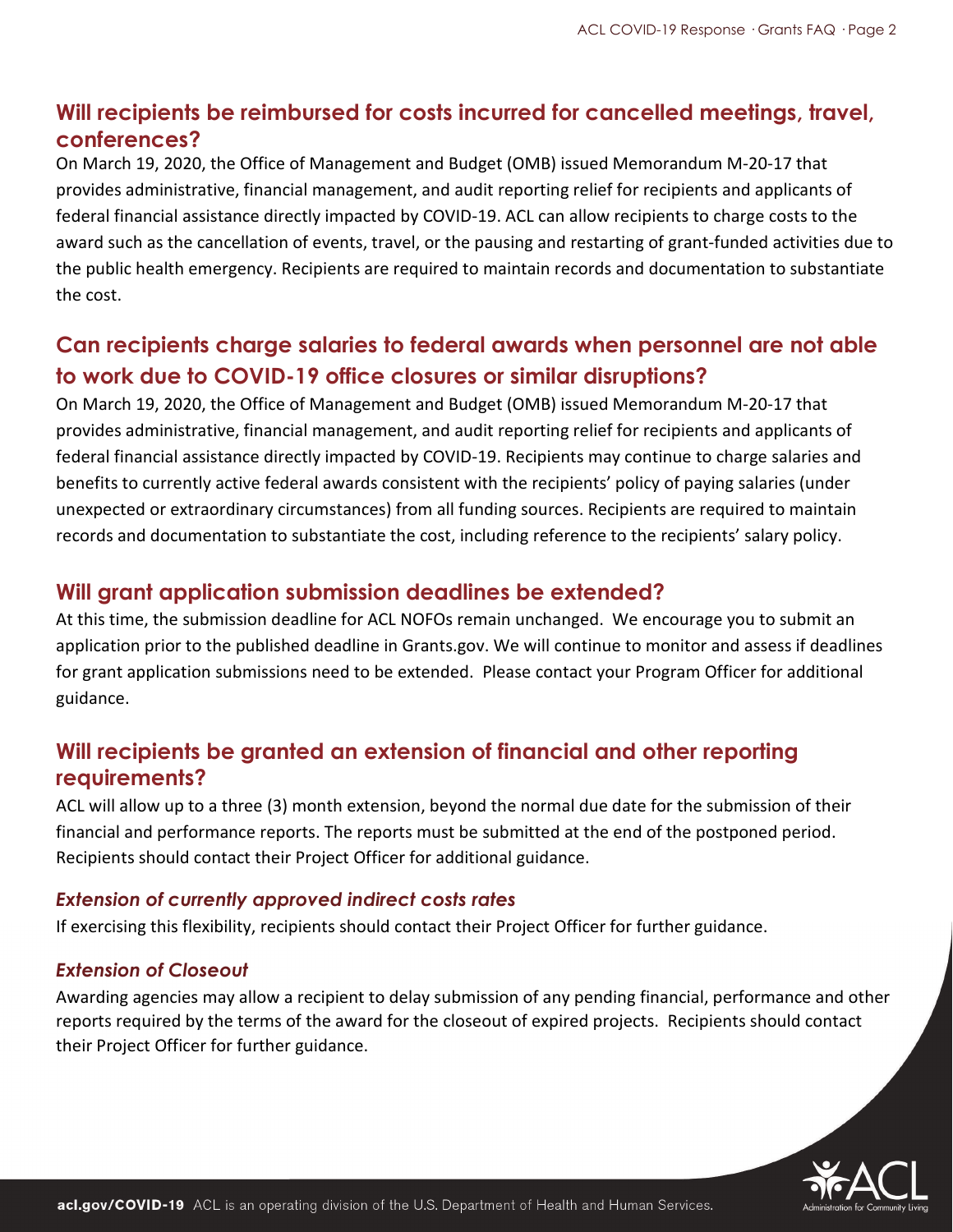## Will recipients be reimbursed for costs incurred for cancelled meetings, travel, conferences?

On March 19, 2020, the Office of Management and Budget (OMB) issued Memorandum M-20-17 that provides administrative, financial management, and audit reporting relief for recipients and applicants of federal financial assistance directly impacted by COVID-19. ACL can allow recipients to charge costs to the award such as the cancellation of events, travel, or the pausing and restarting of grant-funded activities due to the public health emergency. Recipients are required to maintain records and documentation to substantiate the cost.

## Can recipients charge salaries to federal awards when personnel are not able to work due to COVID-19 office closures or similar disruptions?

On March 19, 2020, the Office of Management and Budget (OMB) issued Memorandum M-20-17 that provides administrative, financial management, and audit reporting relief for recipients and applicants of federal financial assistance directly impacted by COVID-19. Recipients may continue to charge salaries and benefits to currently active federal awards consistent with the recipients' policy of paying salaries (under unexpected or extraordinary circumstances) from all funding sources. Recipients are required to maintain records and documentation to substantiate the cost, including reference to the recipients' salary policy.

## Will grant application submission deadlines be extended?

At this time, the submission deadline for ACL NOFOs remain unchanged. We encourage you to submit an application prior to the published deadline in Grants.gov. We will continue to monitor and assess if deadlines for grant application submissions need to be extended. Please contact your Program Officer for additional guidance.

## Will recipients be granted an extension of financial and other reporting requirements?

ACL will allow up to a three (3) month extension, beyond the normal due date for the submission of their financial and performance reports. The reports must be submitted at the end of the postponed period. Recipients should contact their Project Officer for additional guidance.

### *Extension of currently approved indirect costs rates*

If exercising this flexibility, recipients should contact their Project Officer for further guidance.

### *Extension of Closeout*

Awarding agencies may allow a recipient to delay submission of any pending financial, performance and other reports required by the terms of the award for the closeout of expired projects. Recipients should contact their Project Officer for further guidance.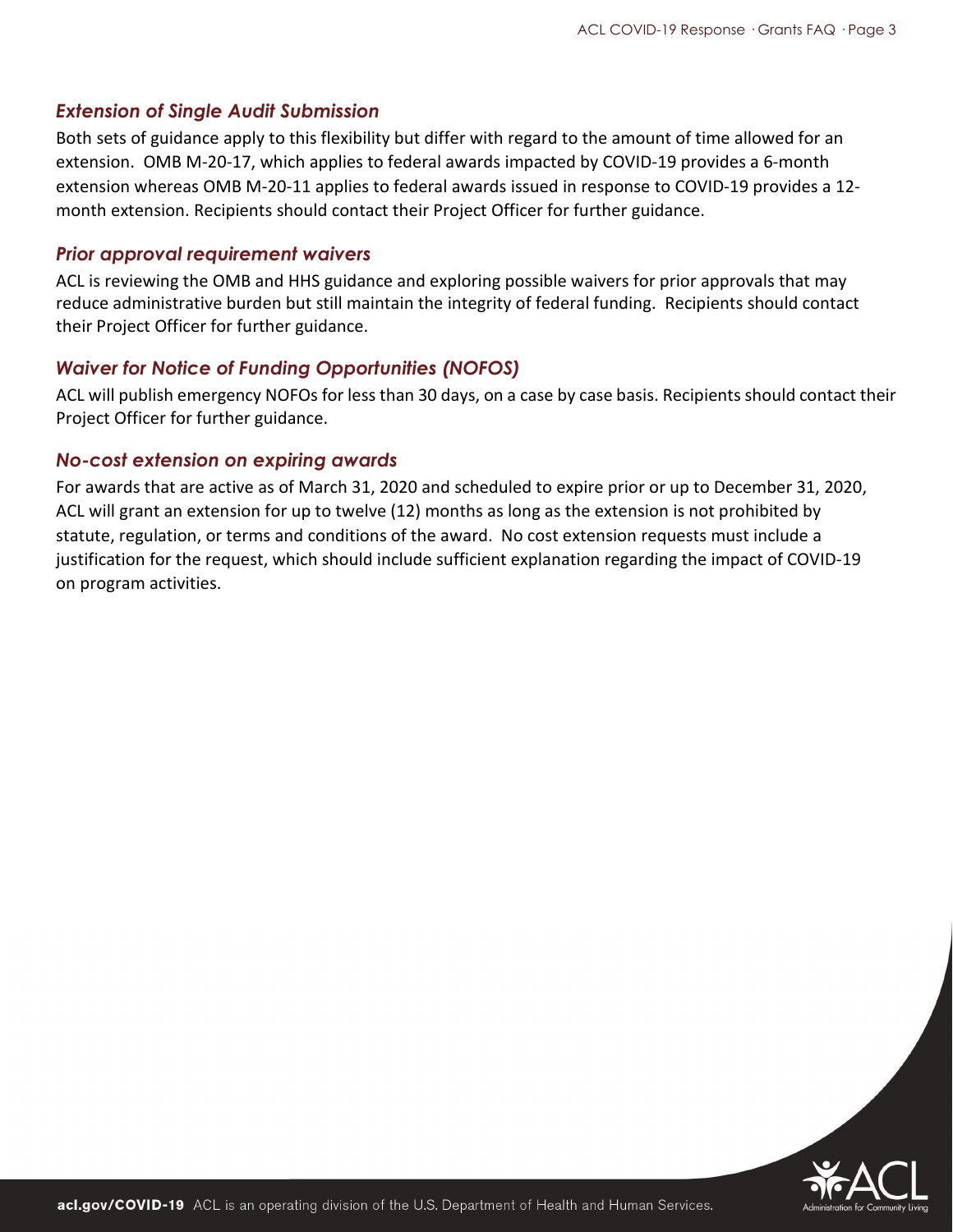### *Extension of Single Audit Submission*

Both sets of guidance apply to this flexibility but differ with regard to the amount of time allowed for an extension. OMB M-20-17, which applies to federal awards impacted by COVID-19 provides a 6-month extension whereas OMB M-20-11 applies to federal awards issued in response to COVID-19 provides a 12-month extension. Recipients should contact their Project Officer for further guidance.

### *Prior approval requirement waivers*

ACL is reviewing the OMB and HHS guidance and exploring possible waivers for prior approvals that may reduce administrative burden but still maintain the integrity of federal funding. Recipients should contact their Project Officer for further guidance.

### *Waiver for Notice of Funding Opportunities (NOFOS)*

ACL will publish emergency NOFOs for less than 30 days, on a case by case basis. Recipients should contact their Project Officer for further guidance.

### *No-cost extension on expiring awards*

For awards that are active as of March 31, 2020 and scheduled to expire prior or up to December 31, 2020, ACL will grant an extension for up to twelve (12) months as long as the extension is not prohibited by statute, regulation, or terms and conditions of the award. No cost extension requests must include a justification for the request, which should include sufficient explanation regarding the impact of COVID-19 on program activities.